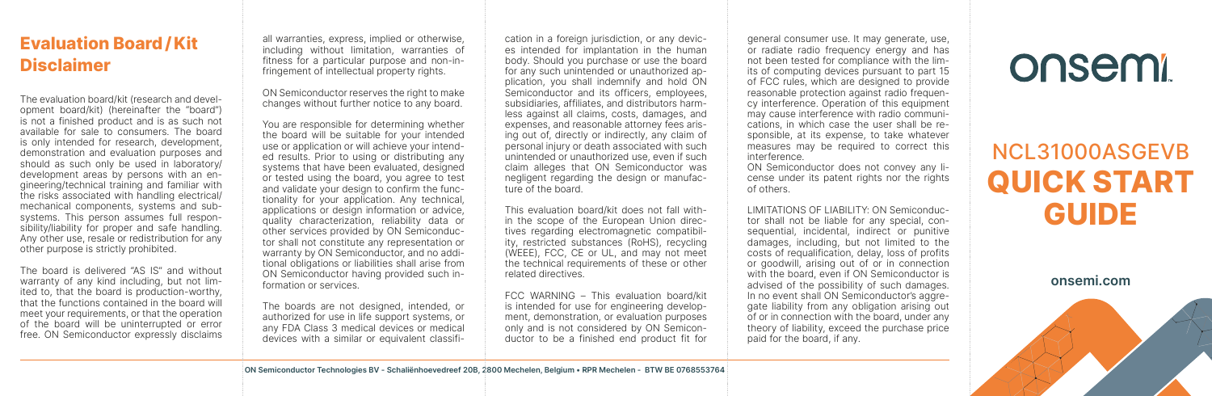## Evaluation Board / Kit Disclaimer

The evaluation board/kit (research and development board/kit) (hereinafter the "board") is not a finished product and is as such not available for sale to consumers. The board is only intended for research, development, demonstration and evaluation purposes and should as such only be used in laboratory/development areas by persons with an engineering/technical training and familiar with the risks associated with handling electrical/mechanical components, systems and subsystems. This person assumes full responsibility/liability for proper and safe handling. Any other use, resale or redistribution for any other purpose is strictly prohibited.

The board is delivered "AS IS" and without warranty of any kind including, but not limited to, that the board is production-worthy, that the functions contained in the board will meet your requirements, or that the operation of the board will be uninterrupted or error free. ON Semiconductor expressly disclaims all warranties, express, implied or otherwise, including without limitation, warranties of fitness for a particular purpose and non-infringement of intellectual property rights.

ON Semiconductor reserves the right to make changes without further notice to any board.

You are responsible for determining whether the board will be suitable for your intended use or application or will achieve your intended results. Prior to using or distributing any systems that have been evaluated, designed or tested using the board, you agree to test and validate your design to confirm the functionality for your application. Any technical, applications or design information or advice, quality characterization, reliability data or other services provided by ON Semiconductor shall not constitute any representation or warranty by ON Semiconductor, and no additional obligations or liabilities shall arise from ON Semiconductor having provided such information or services.

The boards are not designed, intended, or authorized for use in life support systems, or any FDA Class 3 medical devices or medical devices with a similar or equivalent classification in a foreign jurisdiction, or any devices intended for implantation in the human body. Should you purchase or use the board for any such unintended or unauthorized application, you shall indemnify and hold ON Semiconductor and its officers, employees, subsidiaries, affiliates, and distributors harmless against all claims, costs, damages, and expenses, and reasonable attorney fees arising out of, directly or indirectly, any claim of personal injury or death associated with such unintended or unauthorized use, even if such claim alleges that ON Semiconductor was negligent regarding the design or manufacture of the board.

This evaluation board/kit does not fall within the scope of the European Union directives regarding electromagnetic compatibility, restricted substances (RoHS), recycling (WEEE), FCC, CE or UL, and may not meet the technical requirements of these or other related directives.

FCC WARNING – This evaluation board/kit is intended for use for engineering development, demonstration, or evaluation purposes only and is not considered by ON Semiconductor to be a finished end product fit for general consumer use. It may generate, use, or radiate radio frequency energy and has not been tested for compliance with the limits of computing devices pursuant to part 15 of FCC rules, which are designed to provide reasonable protection against radio frequency interference. Operation of this equipment may cause interference with radio communications, in which case the user shall be responsible, at its expense, to take whatever measures may be required to correct this interference.

ON Semiconductor does not convey any license under its patent rights nor the rights of others.

LIMITATIONS OF LIABILITY: ON Semiconductor shall not be liable for any special, consequential, incidental, indirect or punitive damages, including, but not limited to the costs of requalification, delay, loss of profits or goodwill, arising out of or in connection with the board, even if ON Semiconductor is advised of the possibility of such damages. In no event shall ON Semiconductor's aggregate liability from any obligation arising out of or in connection with the board, under any theory of liability, exceed the purchase price paid for the board, if any.

ON Semiconductor Technologies BV - Schaliënhoevedreef 20B, 2800 Mechelen, Belgium • RPR Mechelen - BTW BE 0768553764

onsemi

# NCL31000ASGEVB QUICK START GUIDE

**onsemi.com**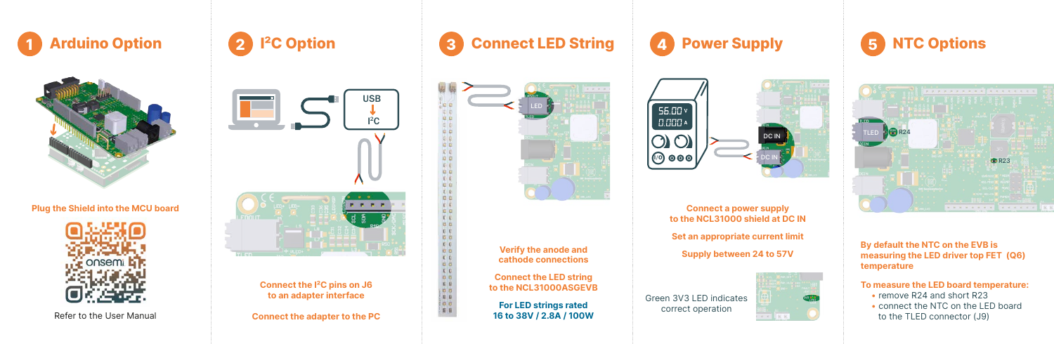## 1 Arduino Option

**Plug the Shield into the MCU board**

Refer to the User Manual

## 2 I²C Option

**Connect the I²C pins on J6 to an adapter interface**

**Connect the adapter to the PC**

## 3 Connect LED String

**Verify the anode and cathode connections**

**Connect the LED string to the NCL31000ASGEVB**

**For LED strings rated 16 to 38V / 2.8A / 100W**

## 4 Power Supply

**Connect a power supply to the NCL31000 shield at DC IN**

**Set an appropriate current limit**

**Supply between 24 to 57V**

Green 3V3 LED indicates correct operation

## 5 NTC Options

**By default the NTC on the EVB is measuring the LED driver top FET (Q6) temperature**

**To measure the LED board temperature:**

- remove R24 and short R23
- connect the NTC on the LED board to the TLED connector (J9)